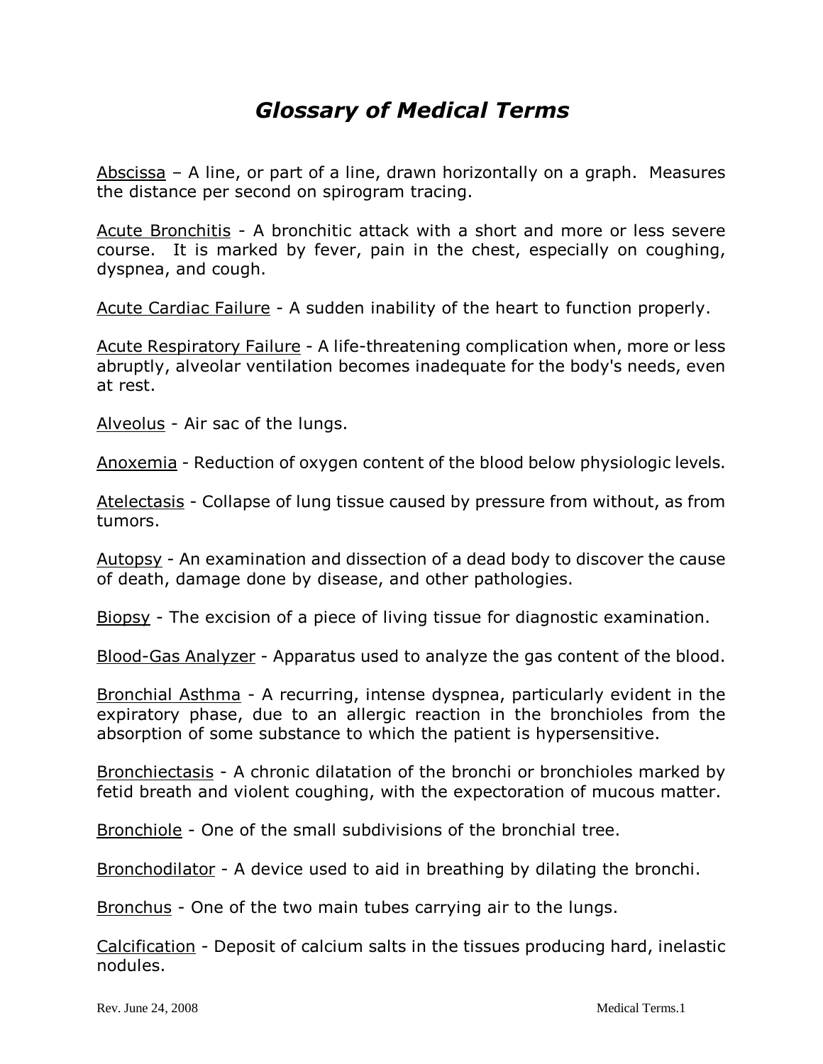# *Glossary of Medical Terms*

Abscissa – A line, or part of a line, drawn horizontally on a graph. Measures the distance per second on spirogram tracing.

Acute Bronchitis - A bronchitic attack with a short and more or less severe course. It is marked by fever, pain in the chest, especially on coughing, dyspnea, and cough.

Acute Cardiac Failure - A sudden inability of the heart to function properly.

Acute Respiratory Failure - A life-threatening complication when, more or less abruptly, alveolar ventilation becomes inadequate for the body's needs, even at rest.

Alveolus - Air sac of the lungs.

Anoxemia - Reduction of oxygen content of the blood below physiologic levels.

Atelectasis - Collapse of lung tissue caused by pressure from without, as from tumors.

Autopsy - An examination and dissection of a dead body to discover the cause of death, damage done by disease, and other pathologies.

Biopsy - The excision of a piece of living tissue for diagnostic examination.

Blood-Gas Analyzer - Apparatus used to analyze the gas content of the blood.

Bronchial Asthma - A recurring, intense dyspnea, particularly evident in the expiratory phase, due to an allergic reaction in the bronchioles from the absorption of some substance to which the patient is hypersensitive.

Bronchiectasis - A chronic dilatation of the bronchi or bronchioles marked by fetid breath and violent coughing, with the expectoration of mucous matter.

Bronchiole - One of the small subdivisions of the bronchial tree.

Bronchodilator - A device used to aid in breathing by dilating the bronchi.

Bronchus - One of the two main tubes carrying air to the lungs.

Calcification - Deposit of calcium salts in the tissues producing hard, inelastic nodules.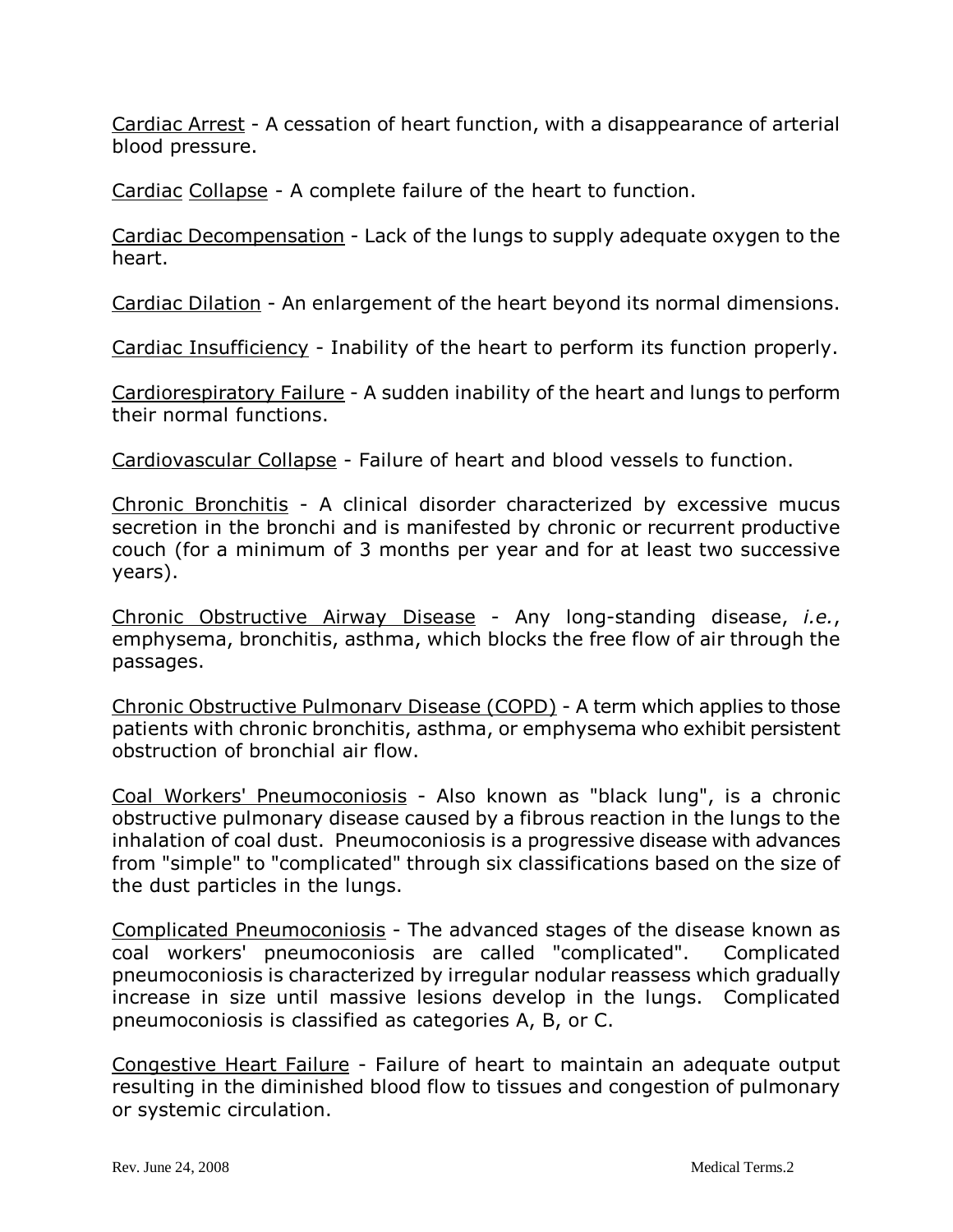<u>Cardiac Arrest</u> - A cessation of heart function, with a disappearance of arterial blood pressure.

<u>Cardiac</u> <u>Collapse</u> - A complete failure of the heart to function.

<u>Cardiac Decompensation</u> - Lack of the lungs to supply adequate oxygen to the heart.

<u>Cardiac Dilation</u> - An enlargement of the heart beyond its normal dimensions.

<u>Cardiac Insufficiency</u> - Inability of the heart to perform its function properly.

<u>Cardiorespiratory Failure</u> - A sudden inability of the heart and lungs to perform their normal functions.

<u>Cardiovascular Collapse</u> - Failure of heart and blood vessels to function.

<u>Chronic Bronchitis</u> - A clinical disorder characterized by excessive mucus secretion in the bronchi and is manifested by chronic or recurrent productive couch (for a minimum of 3 months per year and for at least two successive years).

<u>Chronic Obstructive Airway Disease</u> - Any long-standing disease, *i.e.*, emphysema, bronchitis, asthma, which blocks the free flow of air through the passages.

<u>Chronic Obstructive Pulmonarv Disease (COPD)</u> - A term which applies to those patients with chronic bronchitis, asthma, or emphysema who exhibit persistent obstruction of bronchial air flow.

<u>Coal Workers' Pneumoconiosis</u> - Also known as "black lung", is a chronic obstructive pulmonary disease caused by a fibrous reaction in the lungs to the inhalation of coal dust. Pneumoconiosis is a progressive disease with advances from "simple" to "complicated" through six classifications based on the size of the dust particles in the lungs.

<u>Complicated Pneumoconiosis</u> - The advanced stages of the disease known as coal workers' pneumoconiosis are called "complicated". Complicated pneumoconiosis is characterized by irregular nodular reassess which gradually increase in size until massive lesions develop in the lungs. Complicated pneumoconiosis is classified as categories A, B, or C.

<u>Congestive Heart Failure</u> - Failure of heart to maintain an adequate output resulting in the diminished blood flow to tissues and congestion of pulmonary or systemic circulation.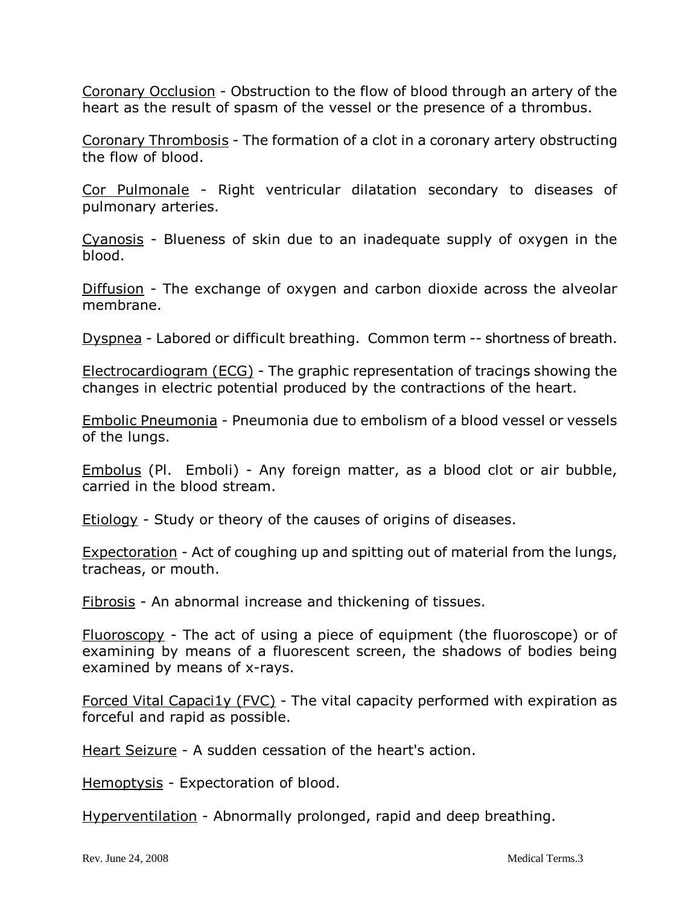Coronary Occlusion - Obstruction to the flow of blood through an artery of the heart as the result of spasm of the vessel or the presence of a thrombus.

Coronary Thrombosis - The formation of a clot in a coronary artery obstructing the flow of blood.

Cor Pulmonale - Right ventricular dilatation secondary to diseases of pulmonary arteries.

Cyanosis - Blueness of skin due to an inadequate supply of oxygen in the blood.

Diffusion - The exchange of oxygen and carbon dioxide across the alveolar membrane.

Dyspnea - Labored or difficult breathing. Common term -- shortness of breath.

Electrocardiogram (ECG) - The graphic representation of tracings showing the changes in electric potential produced by the contractions of the heart.

Embolic Pneumonia - Pneumonia due to embolism of a blood vessel or vessels of the lungs.

Embolus (Pl. Emboli) - Any foreign matter, as a blood clot or air bubble, carried in the blood stream.

Etiology - Study or theory of the causes of origins of diseases.

Expectoration - Act of coughing up and spitting out of material from the lungs, tracheas, or mouth.

Fibrosis - An abnormal increase and thickening of tissues.

Fluoroscopy - The act of using a piece of equipment (the fluoroscope) or of examining by means of a fluorescent screen, the shadows of bodies being examined by means of x-rays.

Forced Vital Capaci1y (FVC) - The vital capacity performed with expiration as forceful and rapid as possible.

Heart Seizure - A sudden cessation of the heart's action.

Hemoptysis - Expectoration of blood.

Hyperventilation - Abnormally prolonged, rapid and deep breathing.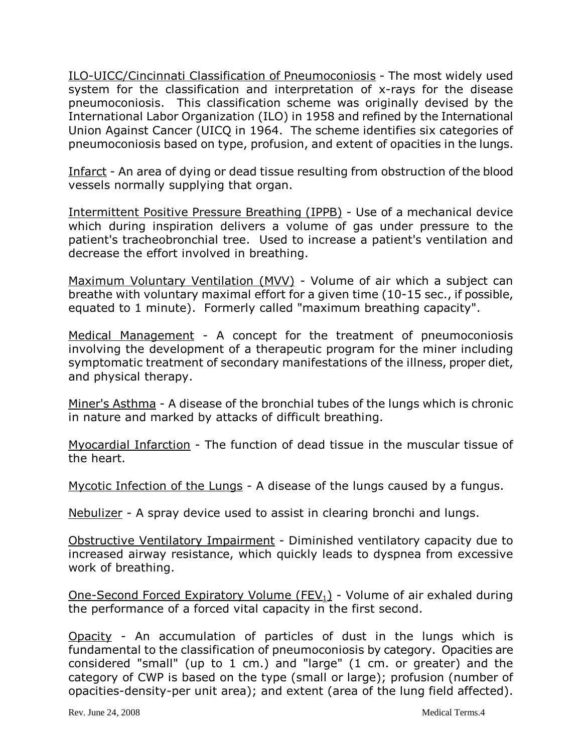ILO-UICC/Cincinnati Classification of Pneumoconiosis - The most widely used system for the classification and interpretation of x-rays for the disease pneumoconiosis. This classification scheme was originally devised by the International Labor Organization (ILO) in 1958 and refined by the International Union Against Cancer (UICQ in 1964. The scheme identifies six categories of pneumoconiosis based on type, profusion, and extent of opacities in the lungs.

Infarct - An area of dying or dead tissue resulting from obstruction of the blood vessels normally supplying that organ.

Intermittent Positive Pressure Breathing (IPPB) - Use of a mechanical device which during inspiration delivers a volume of gas under pressure to the patient's tracheobronchial tree. Used to increase a patient's ventilation and decrease the effort involved in breathing.

Maximum Voluntary Ventilation (MVV) - Volume of air which a subject can breathe with voluntary maximal effort for a given time (10-15 sec., if possible, equated to 1 minute). Formerly called "maximum breathing capacity".

Medical Management - A concept for the treatment of pneumoconiosis involving the development of a therapeutic program for the miner including symptomatic treatment of secondary manifestations of the illness, proper diet, and physical therapy.

Miner's Asthma - A disease of the bronchial tubes of the lungs which is chronic in nature and marked by attacks of difficult breathing.

Myocardial Infarction - The function of dead tissue in the muscular tissue of the heart.

Mycotic Infection of the Lungs - A disease of the lungs caused by a fungus.

Nebulizer - A spray device used to assist in clearing bronchi and lungs.

Obstructive Ventilatory Impairment - Diminished ventilatory capacity due to increased airway resistance, which quickly leads to dyspnea from excessive work of breathing.

One-Second Forced Expiratory Volume ($FEV_1$) - Volume of air exhaled during the performance of a forced vital capacity in the first second.

Opacity - An accumulation of particles of dust in the lungs which is fundamental to the classification of pneumoconiosis by category. Opacities are considered "small" (up to 1 cm.) and "large" (1 cm. or greater) and the category of CWP is based on the type (small or large); profusion (number of opacities-density-per unit area); and extent (area of the lung field affected).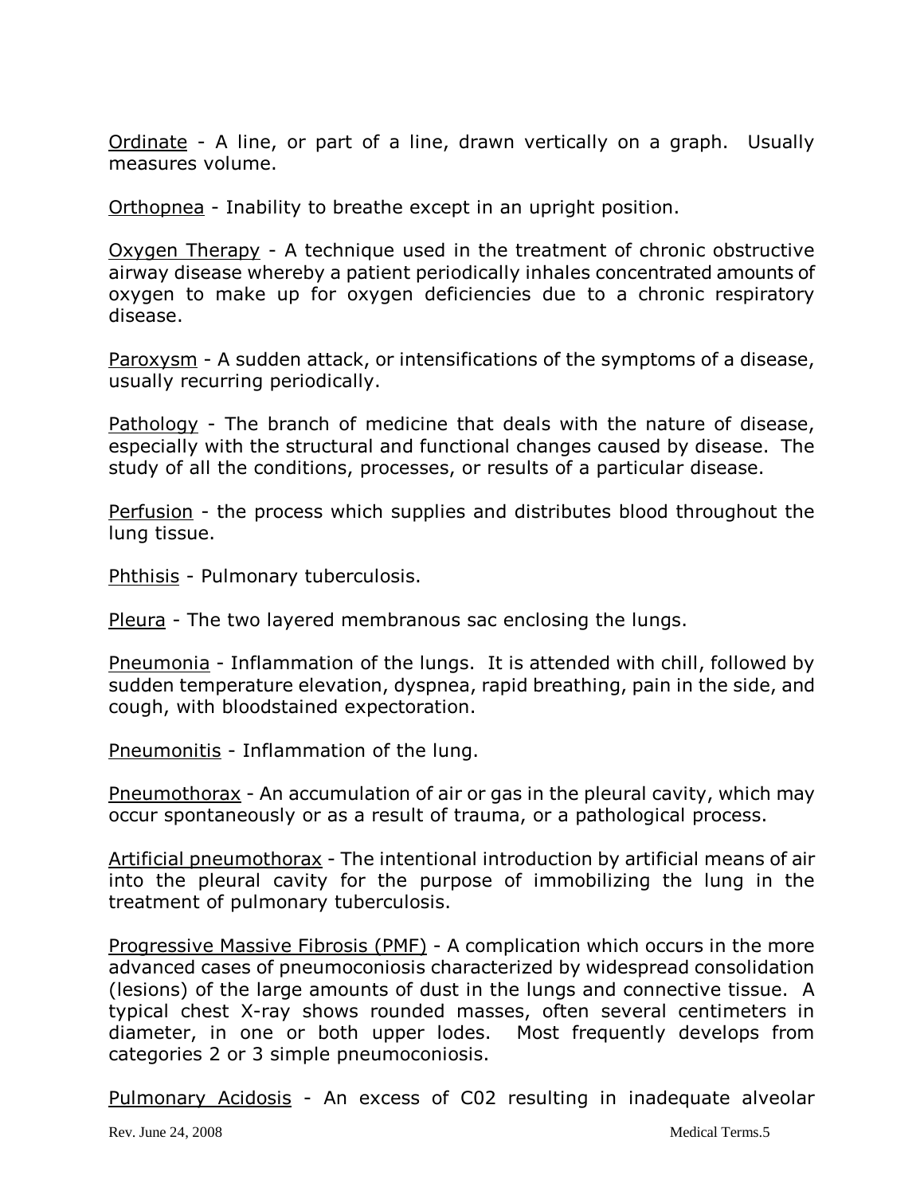Ordinate - A line, or part of a line, drawn vertically on a graph. Usually measures volume.

Orthopnea - Inability to breathe except in an upright position.

Oxygen Therapy - A technique used in the treatment of chronic obstructive airway disease whereby a patient periodically inhales concentrated amounts of oxygen to make up for oxygen deficiencies due to a chronic respiratory disease.

Paroxysm - A sudden attack, or intensifications of the symptoms of a disease, usually recurring periodically.

Pathology - The branch of medicine that deals with the nature of disease, especially with the structural and functional changes caused by disease. The study of all the conditions, processes, or results of a particular disease.

Perfusion - the process which supplies and distributes blood throughout the lung tissue.

Phthisis - Pulmonary tuberculosis.

Pleura - The two layered membranous sac enclosing the lungs.

Pneumonia - Inflammation of the lungs. It is attended with chill, followed by sudden temperature elevation, dyspnea, rapid breathing, pain in the side, and cough, with bloodstained expectoration.

Pneumonitis - Inflammation of the lung.

Pneumothorax - An accumulation of air or gas in the pleural cavity, which may occur spontaneously or as a result of trauma, or a pathological process.

Artificial pneumothorax - The intentional introduction by artificial means of air into the pleural cavity for the purpose of immobilizing the lung in the treatment of pulmonary tuberculosis.

Progressive Massive Fibrosis (PMF) - A complication which occurs in the more advanced cases of pneumoconiosis characterized by widespread consolidation (lesions) of the large amounts of dust in the lungs and connective tissue. A typical chest X-ray shows rounded masses, often several centimeters in diameter, in one or both upper lodes. Most frequently develops from categories 2 or 3 simple pneumoconiosis.

Pulmonary Acidosis - An excess of C02 resulting in inadequate alveolar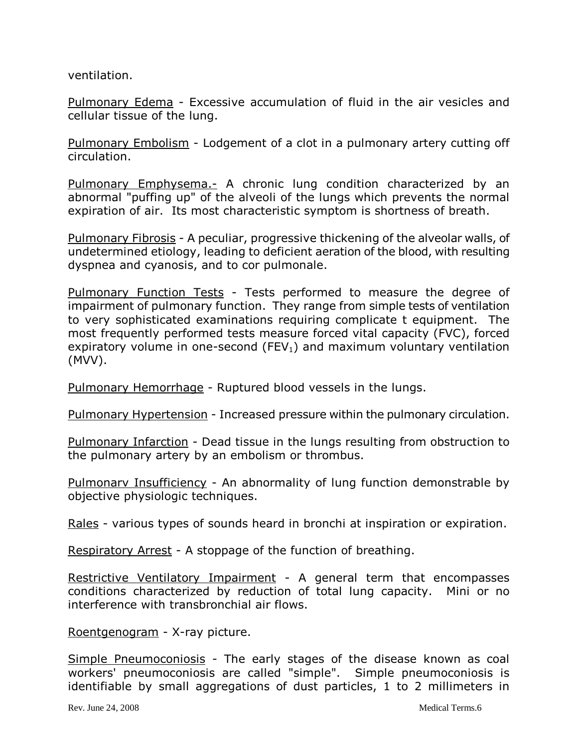ventilation.

Pulmonary Edema - Excessive accumulation of fluid in the air vesicles and cellular tissue of the lung.

Pulmonary Embolism - Lodgement of a clot in a pulmonary artery cutting off circulation.

Pulmonary Emphysema.- A chronic lung condition characterized by an abnormal "puffing up" of the alveoli of the lungs which prevents the normal expiration of air. Its most characteristic symptom is shortness of breath.

Pulmonary Fibrosis - A peculiar, progressive thickening of the alveolar walls, of undetermined etiology, leading to deficient aeration of the blood, with resulting dyspnea and cyanosis, and to cor pulmonale.

Pulmonary Function Tests - Tests performed to measure the degree of impairment of pulmonary function. They range from simple tests of ventilation to very sophisticated examinations requiring complicate t equipment. The most frequently performed tests measure forced vital capacity (FVC), forced expiratory volume in one-second ($FEV_1$) and maximum voluntary ventilation (MVV).

Pulmonary Hemorrhage - Ruptured blood vessels in the lungs.

Pulmonary Hypertension - Increased pressure within the pulmonary circulation.

Pulmonary Infarction - Dead tissue in the lungs resulting from obstruction to the pulmonary artery by an embolism or thrombus.

Pulmonarv Insufficiency - An abnormality of lung function demonstrable by objective physiologic techniques.

Rales - various types of sounds heard in bronchi at inspiration or expiration.

Respiratory Arrest - A stoppage of the function of breathing.

Restrictive Ventilatory Impairment - A general term that encompasses conditions characterized by reduction of total lung capacity. Mini or no interference with transbronchial air flows.

Roentgenogram - X-ray picture.

Simple Pneumoconiosis - The early stages of the disease known as coal workers' pneumoconiosis are called "simple". Simple pneumoconiosis is identifiable by small aggregations of dust particles, 1 to 2 millimeters in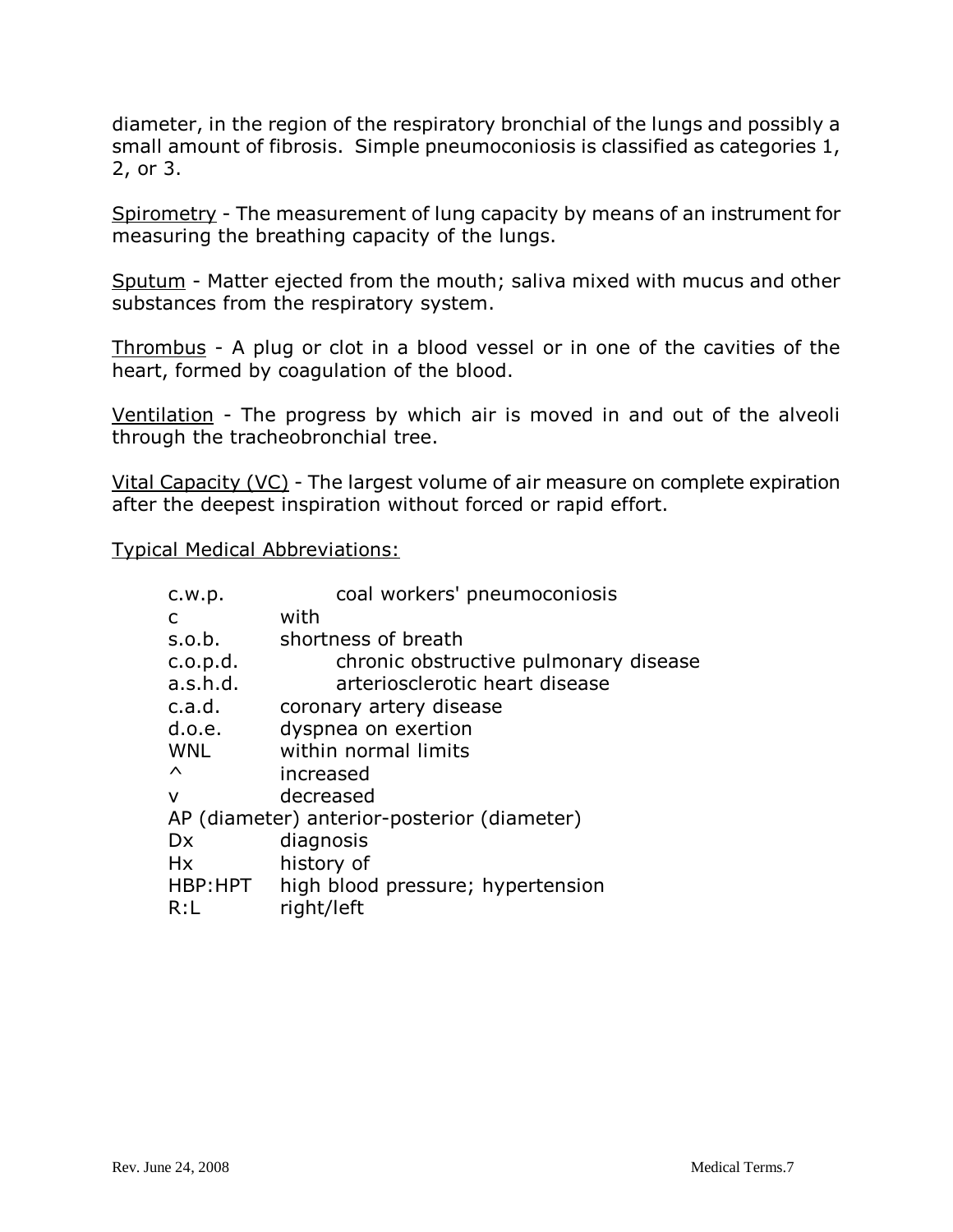diameter, in the region of the respiratory bronchial of the lungs and possibly a small amount of fibrosis. Simple pneumoconiosis is classified as categories 1, 2, or 3.

Spirometry - The measurement of lung capacity by means of an instrument for measuring the breathing capacity of the lungs.

Sputum - Matter ejected from the mouth; saliva mixed with mucus and other substances from the respiratory system.

Thrombus - A plug or clot in a blood vessel or in one of the cavities of the heart, formed by coagulation of the blood.

Ventilation - The progress by which air is moved in and out of the alveoli through the tracheobronchial tree.

Vital Capacity (VC) - The largest volume of air measure on complete expiration after the deepest inspiration without forced or rapid effort.

Typical Medical Abbreviations:

| | |
|---|---|
| c.w.p. | coal workers' pneumoconiosis |
| c | with |
| s.o.b. | shortness of breath |
| c.o.p.d. | chronic obstructive pulmonary disease |
| a.s.h.d. | arteriosclerotic heart disease |
| c.a.d. | coronary artery disease |
| d.o.e. | dyspnea on exertion |
| WNL | within normal limits |
| ^ | increased |
| v | decreased |
| AP (diameter) | anterior-posterior (diameter) |
| Dx | diagnosis |
| Hx | history of |
| HBP:HPT | high blood pressure; hypertension |
| R:L | right/left |